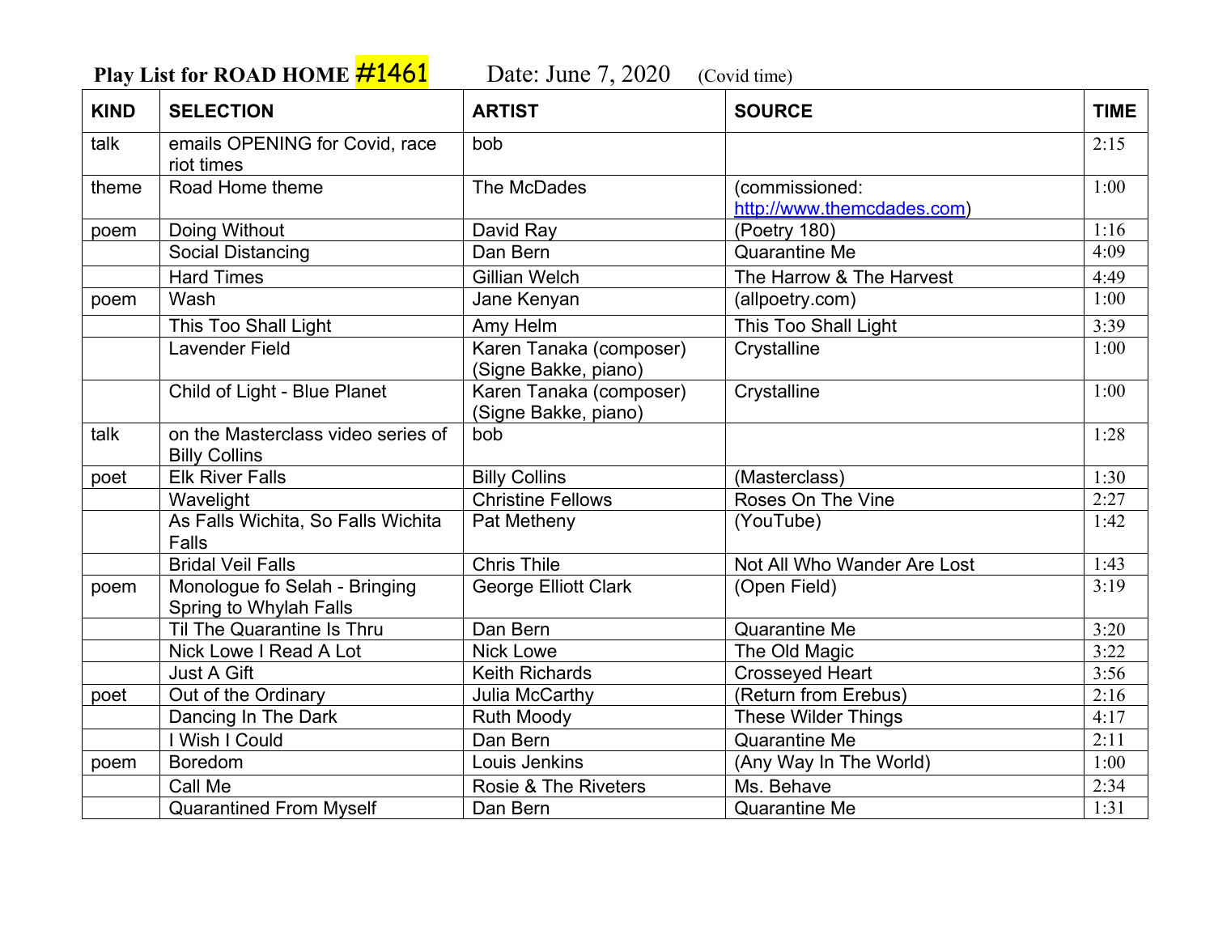**Play List for ROAD HOME #1461** Date: June 7, 2020 (Covid time)

| KIND | SELECTION | ARTIST | SOURCE | TIME |
|---|---|---|---|---|
| talk | emails OPENING for Covid, race riot times | bob | | 2:15 |
| theme | Road Home theme | The McDades | (commissioned: http://www.themcdades.com) | 1:00 |
| poem | Doing Without | David Ray | (Poetry 180) | 1:16 |
| | Social Distancing | Dan Bern | Quarantine Me | 4:09 |
| | Hard Times | Gillian Welch | The Harrow & The Harvest | 4:49 |
| poem | Wash | Jane Kenyan | (allpoetry.com) | 1:00 |
| | This Too Shall Light | Amy Helm | This Too Shall Light | 3:39 |
| | Lavender Field | Karen Tanaka (composer) (Signe Bakke, piano) | Crystalline | 1:00 |
| | Child of Light - Blue Planet | Karen Tanaka (composer) (Signe Bakke, piano) | Crystalline | 1:00 |
| talk | on the Masterclass video series of Billy Collins | bob | | 1:28 |
| poet | Elk River Falls | Billy Collins | (Masterclass) | 1:30 |
| | Wavelight | Christine Fellows | Roses On The Vine | 2:27 |
| | As Falls Wichita, So Falls Wichita Falls | Pat Metheny | (YouTube) | 1:42 |
| | Bridal Veil Falls | Chris Thile | Not All Who Wander Are Lost | 1:43 |
| poem | Monologue fo Selah - Bringing Spring to Whylah Falls | George Elliott Clark | (Open Field) | 3:19 |
| | Til The Quarantine Is Thru | Dan Bern | Quarantine Me | 3:20 |
| | Nick Lowe I Read A Lot | Nick Lowe | The Old Magic | 3:22 |
| | Just A Gift | Keith Richards | Crosseyed Heart | 3:56 |
| poet | Out of the Ordinary | Julia McCarthy | (Return from Erebus) | 2:16 |
| | Dancing In The Dark | Ruth Moody | These Wilder Things | 4:17 |
| | I Wish I Could | Dan Bern | Quarantine Me | 2:11 |
| poem | Boredom | Louis Jenkins | (Any Way In The World) | 1:00 |
| | Call Me | Rosie & The Riveters | Ms. Behave | 2:34 |
| | Quarantined From Myself | Dan Bern | Quarantine Me | 1:31 |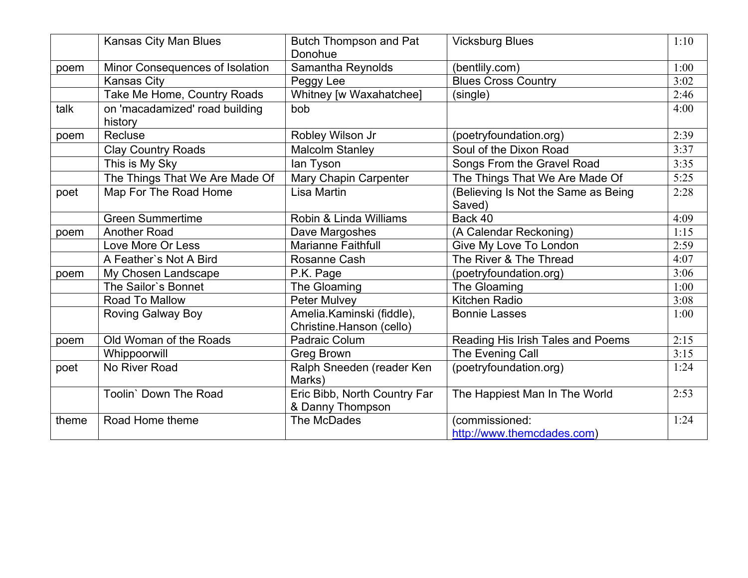| | | | | |
|---|---|---|---|---|
| | Kansas City Man Blues | Butch Thompson and Pat Donohue | Vicksburg Blues | 1:10 |
| poem | Minor Consequences of Isolation | Samantha Reynolds | (bentlily.com) | 1:00 |
| | Kansas City | Peggy Lee | Blues Cross Country | 3:02 |
| | Take Me Home, Country Roads | Whitney [w Waxahatchee] | (single) | 2:46 |
| talk | on 'macadamized' road building history | bob | | 4:00 |
| poem | Recluse | Robley Wilson Jr | (poetryfoundation.org) | 2:39 |
| | Clay Country Roads | Malcolm Stanley | Soul of the Dixon Road | 3:37 |
| | This is My Sky | Ian Tyson | Songs From the Gravel Road | 3:35 |
| | The Things That We Are Made Of | Mary Chapin Carpenter | The Things That We Are Made Of | 5:25 |
| poet | Map For The Road Home | Lisa Martin | (Believing Is Not the Same as Being Saved) | 2:28 |
| | Green Summertime | Robin & Linda Williams | Back 40 | 4:09 |
| poem | Another Road | Dave Margoshes | (A Calendar Reckoning) | 1:15 |
| | Love More Or Less | Marianne Faithfull | Give My Love To London | 2:59 |
| | A Feather`s Not A Bird | Rosanne Cash | The River & The Thread | 4:07 |
| poem | My Chosen Landscape | P.K. Page | (poetryfoundation.org) | 3:06 |
| | The Sailor`s Bonnet | The Gloaming | The Gloaming | 1:00 |
| | Road To Mallow | Peter Mulvey | Kitchen Radio | 3:08 |
| | Roving Galway Boy | Amelia.Kaminski (fiddle), Christine.Hanson (cello) | Bonnie Lasses | 1:00 |
| poem | Old Woman of the Roads | Padraic Colum | Reading His Irish Tales and Poems | 2:15 |
| | Whippoorwill | Greg Brown | The Evening Call | 3:15 |
| poet | No River Road | Ralph Sneeden (reader Ken Marks) | (poetryfoundation.org) | 1:24 |
| | Toolin` Down The Road | Eric Bibb, North Country Far & Danny Thompson | The Happiest Man In The World | 2:53 |
| theme | Road Home theme | The McDades | (commissioned: http://www.themcdades.com) | 1:24 |